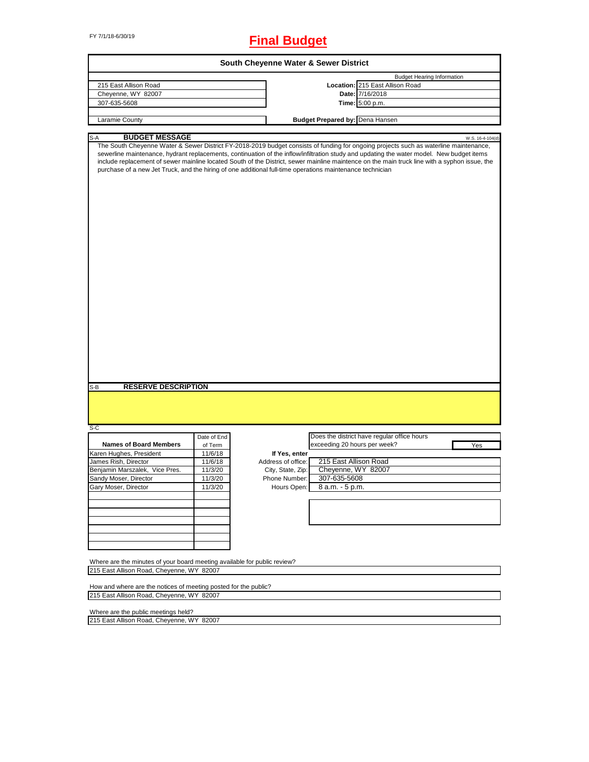FY 7/1/18-6/30/19

# Final Budget

## South Cheyenne Water & Sewer District

| | Budget Hearing Information | |
|---|---|---|
| 215 East Allison Road | Location: | 215 East Allison Road |
| Cheyenne, WY 82007 | Date: | 7/16/2018 |
| 307-635-5608 | Time: | 5:00 p.m. |
| Laramie County | Budget Prepared by: | Dena Hansen |

### S-A BUDGET MESSAGE

W.S. 16-4-104(d)

The South Cheyenne Water & Sewer District FY-2018-2019 budget consists of funding for ongoing projects such as waterline maintenance, sewerline maintenance, hydrant replacements, continuation of the inflow/infiltration study and updating the water model. New budget items include replacement of sewer mainline located South of the District, sewer mainline maintence on the main truck line with a syphon issue, the purchase of a new Jet Truck, and the hiring of one additional full-time operations maintenance technician

### S-B RESERVE DESCRIPTION

### S-C

| Names of Board Members | Date of End of Term |
|---|---|
| Karen Hughes, President | 11/6/18 |
| James Rish, Director | 11/6/18 |
| Benjamin Marszalek, Vice Pres. | 11/3/20 |
| Sandy Moser, Director | 11/3/20 |
| Gary Moser, Director | 11/3/20 |

Does the district have regular office hours exceeding 20 hours per week? **Yes**

**If Yes, enter**

| | |
|---|---|
| Address of office: | 215 East Allison Road |
| City, State, Zip: | Cheyenne, WY 82007 |
| Phone Number: | 307-635-5608 |
| Hours Open: | 8 a.m. - 5 p.m. |

Where are the minutes of your board meeting available for public review?
215 East Allison Road, Cheyenne, WY 82007

How and where are the notices of meeting posted for the public?
215 East Allison Road, Cheyenne, WY 82007

Where are the public meetings held?
215 East Allison Road, Cheyenne, WY 82007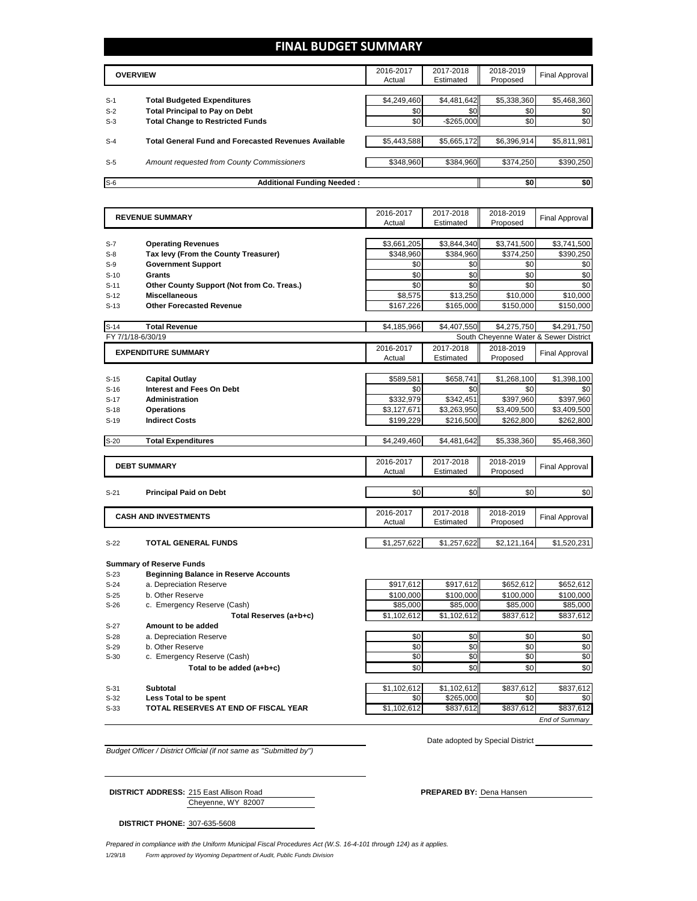# FINAL BUDGET SUMMARY

| | OVERVIEW | 2016-2017 Actual | 2017-2018 Estimated | 2018-2019 Proposed | Final Approval |
|---|---|---|---|---|---|
| S-1 | **Total Budgeted Expenditures** | $4,249,460 | $4,481,642 | $5,338,360 | $5,468,360 |
| S-2 | **Total Principal to Pay on Debt** | $0 | $0 | $0 | $0 |
| S-3 | **Total Change to Restricted Funds** | $0 | -$265,000 | $0 | $0 |
| S-4 | **Total General Fund and Forecasted Revenues Available** | $5,443,588 | $5,665,172 | $6,396,914 | $5,811,981 |
| S-5 | *Amount requested from County Commissioners* | $348,960 | $384,960 | $374,250 | $390,250 |
| S-6 | **Additional Funding Needed :** | | | $0 | $0 |

| | REVENUE SUMMARY | 2016-2017 Actual | 2017-2018 Estimated | 2018-2019 Proposed | Final Approval |
|---|---|---|---|---|---|
| S-7 | **Operating Revenues** | $3,661,205 | $3,844,340 | $3,741,500 | $3,741,500 |
| S-8 | **Tax levy (From the County Treasurer)** | $348,960 | $384,960 | $374,250 | $390,250 |
| S-9 | **Government Support** | $0 | $0 | $0 | $0 |
| S-10 | **Grants** | $0 | $0 | $0 | $0 |
| S-11 | **Other County Support (Not from Co. Treas.)** | $0 | $0 | $0 | $0 |
| S-12 | **Miscellaneous** | $8,575 | $13,250 | $10,000 | $10,000 |
| S-13 | **Other Forecasted Revenue** | $167,226 | $165,000 | $150,000 | $150,000 |
| S-14 | **Total Revenue** | $4,185,966 | $4,407,550 | $4,275,750 | $4,291,750 |

FY 7/1/18-6/30/19 — South Cheyenne Water & Sewer District

| | EXPENDITURE SUMMARY | 2016-2017 Actual | 2017-2018 Estimated | 2018-2019 Proposed | Final Approval |
|---|---|---|---|---|---|
| S-15 | **Capital Outlay** | $589,581 | $658,741 | $1,268,100 | $1,398,100 |
| S-16 | **Interest and Fees On Debt** | $0 | $0 | $0 | $0 |
| S-17 | **Administration** | $332,979 | $342,451 | $397,960 | $397,960 |
| S-18 | **Operations** | $3,127,671 | $3,263,950 | $3,409,500 | $3,409,500 |
| S-19 | **Indirect Costs** | $199,229 | $216,500 | $262,800 | $262,800 |
| S-20 | **Total Expenditures** | $4,249,460 | $4,481,642 | $5,338,360 | $5,468,360 |

| | DEBT SUMMARY | 2016-2017 Actual | 2017-2018 Estimated | 2018-2019 Proposed | Final Approval |
|---|---|---|---|---|---|
| S-21 | **Principal Paid on Debt** | $0 | $0 | $0 | $0 |

| | CASH AND INVESTMENTS | 2016-2017 Actual | 2017-2018 Estimated | 2018-2019 Proposed | Final Approval |
|---|---|---|---|---|---|
| S-22 | **TOTAL GENERAL FUNDS** | $1,257,622 | $1,257,622 | $2,121,164 | $1,520,231 |
| | **Summary of Reserve Funds** | | | | |
| S-23 | **Beginning Balance in Reserve Accounts** | | | | |
| S-24 | a. Depreciation Reserve | $917,612 | $917,612 | $652,612 | $652,612 |
| S-25 | b. Other Reserve | $100,000 | $100,000 | $100,000 | $100,000 |
| S-26 | c. Emergency Reserve (Cash) | $85,000 | $85,000 | $85,000 | $85,000 |
| | **Total Reserves (a+b+c)** | $1,102,612 | $1,102,612 | $837,612 | $837,612 |
| S-27 | **Amount to be added** | | | | |
| S-28 | a. Depreciation Reserve | $0 | $0 | $0 | $0 |
| S-29 | b. Other Reserve | $0 | $0 | $0 | $0 |
| S-30 | c. Emergency Reserve (Cash) | $0 | $0 | $0 | $0 |
| | **Total to be added (a+b+c)** | $0 | $0 | $0 | $0 |
| S-31 | **Subtotal** | $1,102,612 | $1,102,612 | $837,612 | $837,612 |
| S-32 | **Less Total to be spent** | $0 | $265,000 | $0 | $0 |
| S-33 | **TOTAL RESERVES AT END OF FISCAL YEAR** | $1,102,612 | $837,612 | $837,612 | $837,612 |

*End of Summary*

*Budget Officer / District Official (if not same as "Submitted by")*

Date adopted by Special District

**DISTRICT ADDRESS:** 215 East Allison Road
Cheyenne, WY 82007

**PREPARED BY:** Dena Hansen

**DISTRICT PHONE:** 307-635-5608

*Prepared in compliance with the Uniform Municipal Fiscal Procedures Act (W.S. 16-4-101 through 124) as it applies.*

1/29/18 *Form approved by Wyoming Department of Audit, Public Funds Division*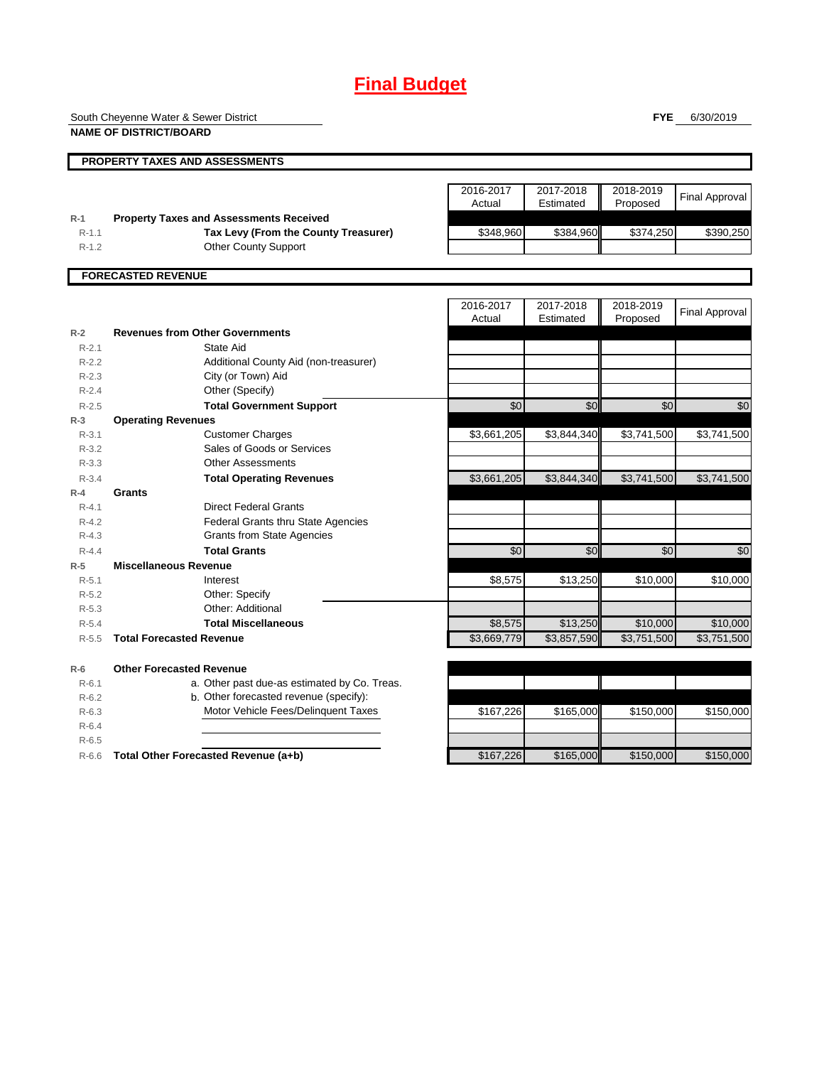# Final Budget

South Cheyenne Water & Sewer District
**NAME OF DISTRICT/BOARD**

**FYE** 6/30/2019

## PROPERTY TAXES AND ASSESSMENTS

| | | 2016-2017 Actual | 2017-2018 Estimated | 2018-2019 Proposed | Final Approval |
|---|---|---|---|---|---|
| R-1 | **Property Taxes and Assessments Received** | | | | |
| R-1.1 | **Tax Levy (From the County Treasurer)** | $348,960 | $384,960 | $374,250 | $390,250 |
| R-1.2 | Other County Support | | | | |

## FORECASTED REVENUE

| | | 2016-2017 Actual | 2017-2018 Estimated | 2018-2019 Proposed | Final Approval |
|---|---|---|---|---|---|
| R-2 | **Revenues from Other Governments** | | | | |
| R-2.1 | State Aid | | | | |
| R-2.2 | Additional County Aid (non-treasurer) | | | | |
| R-2.3 | City (or Town) Aid | | | | |
| R-2.4 | Other (Specify) | | | | |
| R-2.5 | **Total Government Support** | $0 | $0 | $0 | $0 |
| R-3 | **Operating Revenues** | | | | |
| R-3.1 | Customer Charges | $3,661,205 | $3,844,340 | $3,741,500 | $3,741,500 |
| R-3.2 | Sales of Goods or Services | | | | |
| R-3.3 | Other Assessments | | | | |
| R-3.4 | **Total Operating Revenues** | $3,661,205 | $3,844,340 | $3,741,500 | $3,741,500 |
| R-4 | **Grants** | | | | |
| R-4.1 | Direct Federal Grants | | | | |
| R-4.2 | Federal Grants thru State Agencies | | | | |
| R-4.3 | Grants from State Agencies | | | | |
| R-4.4 | **Total Grants** | $0 | $0 | $0 | $0 |
| R-5 | **Miscellaneous Revenue** | | | | |
| R-5.1 | Interest | $8,575 | $13,250 | $10,000 | $10,000 |
| R-5.2 | Other: Specify | | | | |
| R-5.3 | Other: Additional | | | | |
| R-5.4 | **Total Miscellaneous** | $8,575 | $13,250 | $10,000 | $10,000 |
| R-5.5 | **Total Forecasted Revenue** | $3,669,779 | $3,857,590 | $3,751,500 | $3,751,500 |
| | | | | | |
| R-6 | **Other Forecasted Revenue** | | | | |
| R-6.1 | a. Other past due-as estimated by Co. Treas. | | | | |
| R-6.2 | b. Other forecasted revenue (specify): | | | | |
| R-6.3 | Motor Vehicle Fees/Delinquent Taxes | $167,226 | $165,000 | $150,000 | $150,000 |
| R-6.4 | | | | | |
| R-6.5 | | | | | |
| R-6.6 | **Total Other Forecasted Revenue (a+b)** | $167,226 | $165,000 | $150,000 | $150,000 |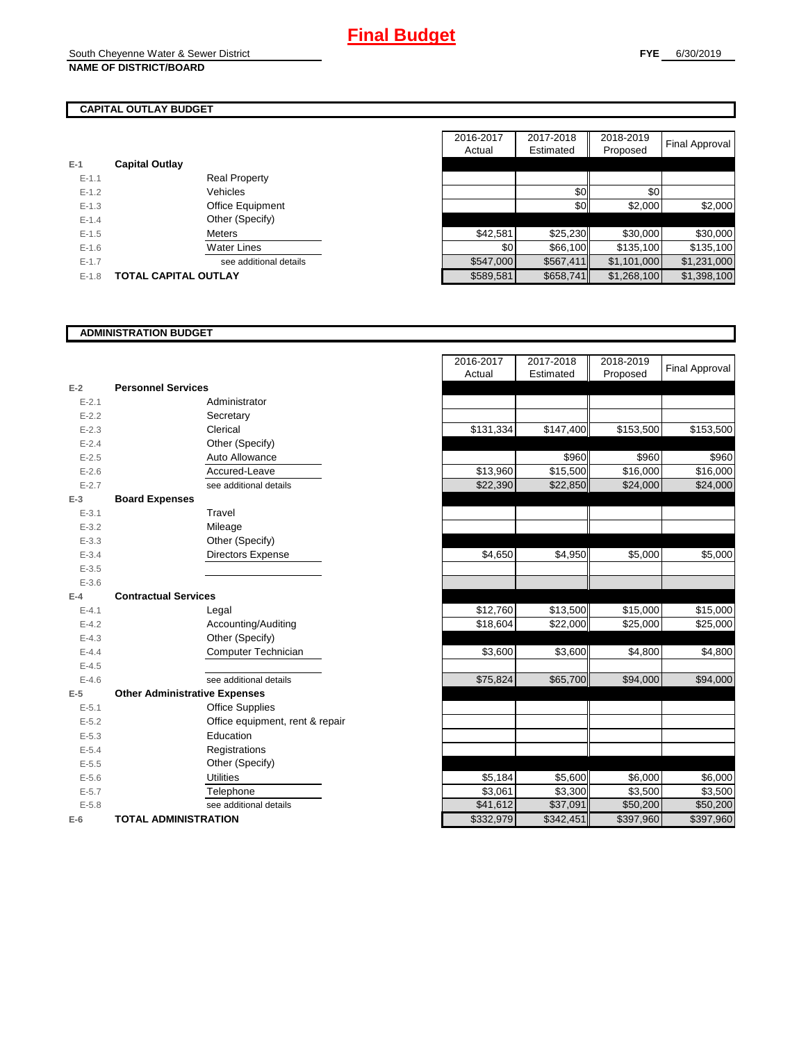# Final Budget

South Cheyenne Water & Sewer District
**NAME OF DISTRICT/BOARD**

**FYE** 6/30/2019

## CAPITAL OUTLAY BUDGET

| | | | 2016-2017 Actual | 2017-2018 Estimated | 2018-2019 Proposed | Final Approval |
|---|---|---|---|---|---|---|
| E-1 | **Capital Outlay** | | | | | |
| E-1.1 | | Real Property | | | | |
| E-1.2 | | Vehicles | | $0 | $0 | |
| E-1.3 | | Office Equipment | | $0 | $2,000 | $2,000 |
| E-1.4 | | Other (Specify) | | | | |
| E-1.5 | | Meters | $42,581 | $25,230 | $30,000 | $30,000 |
| E-1.6 | | Water Lines | $0 | $66,100 | $135,100 | $135,100 |
| E-1.7 | | see additional details | $547,000 | $567,411 | $1,101,000 | $1,231,000 |
| E-1.8 | **TOTAL CAPITAL OUTLAY** | | $589,581 | $658,741 | $1,268,100 | $1,398,100 |

## ADMINISTRATION BUDGET

| | | | 2016-2017 Actual | 2017-2018 Estimated | 2018-2019 Proposed | Final Approval |
|---|---|---|---|---|---|---|
| E-2 | **Personnel Services** | | | | | |
| E-2.1 | | Administrator | | | | |
| E-2.2 | | Secretary | | | | |
| E-2.3 | | Clerical | $131,334 | $147,400 | $153,500 | $153,500 |
| E-2.4 | | Other (Specify) | | | | |
| E-2.5 | | Auto Allowance | | $960 | $960 | $960 |
| E-2.6 | | Accured-Leave | $13,960 | $15,500 | $16,000 | $16,000 |
| E-2.7 | | see additional details | $22,390 | $22,850 | $24,000 | $24,000 |
| E-3 | **Board Expenses** | | | | | |
| E-3.1 | | Travel | | | | |
| E-3.2 | | Mileage | | | | |
| E-3.3 | | Other (Specify) | | | | |
| E-3.4 | | Directors Expense | $4,650 | $4,950 | $5,000 | $5,000 |
| E-3.5 | | | | | | |
| E-3.6 | | | | | | |
| E-4 | **Contractual Services** | | | | | |
| E-4.1 | | Legal | $12,760 | $13,500 | $15,000 | $15,000 |
| E-4.2 | | Accounting/Auditing | $18,604 | $22,000 | $25,000 | $25,000 |
| E-4.3 | | Other (Specify) | | | | |
| E-4.4 | | Computer Technician | $3,600 | $3,600 | $4,800 | $4,800 |
| E-4.5 | | | | | | |
| E-4.6 | | see additional details | $75,824 | $65,700 | $94,000 | $94,000 |
| E-5 | **Other Administrative Expenses** | | | | | |
| E-5.1 | | Office Supplies | | | | |
| E-5.2 | | Office equipment, rent & repair | | | | |
| E-5.3 | | Education | | | | |
| E-5.4 | | Registrations | | | | |
| E-5.5 | | Other (Specify) | | | | |
| E-5.6 | | Utilities | $5,184 | $5,600 | $6,000 | $6,000 |
| E-5.7 | | Telephone | $3,061 | $3,300 | $3,500 | $3,500 |
| E-5.8 | | see additional details | $41,612 | $37,091 | $50,200 | $50,200 |
| E-6 | **TOTAL ADMINISTRATION** | | $332,979 | $342,451 | $397,960 | $397,960 |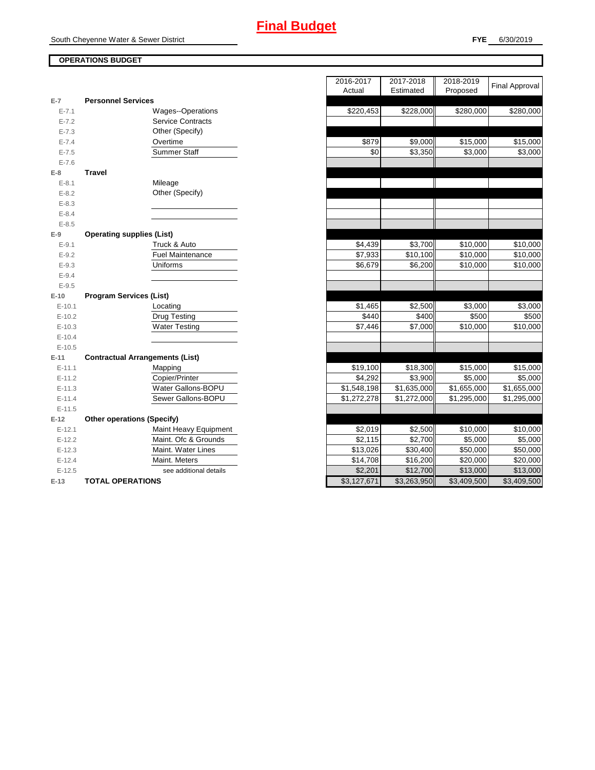# Final Budget

South Cheyenne Water & Sewer District

**FYE** 6/30/2019

**OPERATIONS BUDGET**

| | | 2016-2017 Actual | 2017-2018 Estimated | 2018-2019 Proposed | Final Approval |
|---|---|---|---|---|---|
| **E-7** | **Personnel Services** | | | | |
| E-7.1 | Wages--Operations | $220,453 | $228,000 | $280,000 | $280,000 |
| E-7.2 | Service Contracts | | | | |
| E-7.3 | Other (Specify) | | | | |
| E-7.4 | Overtime | $879 | $9,000 | $15,000 | $15,000 |
| E-7.5 | Summer Staff | $0 | $3,350 | $3,000 | $3,000 |
| E-7.6 | | | | | |
| **E-8** | **Travel** | | | | |
| E-8.1 | Mileage | | | | |
| E-8.2 | Other (Specify) | | | | |
| E-8.3 | | | | | |
| E-8.4 | | | | | |
| E-8.5 | | | | | |
| **E-9** | **Operating supplies (List)** | | | | |
| E-9.1 | Truck & Auto | $4,439 | $3,700 | $10,000 | $10,000 |
| E-9.2 | Fuel Maintenance | $7,933 | $10,100 | $10,000 | $10,000 |
| E-9.3 | Uniforms | $6,679 | $6,200 | $10,000 | $10,000 |
| E-9.4 | | | | | |
| E-9.5 | | | | | |
| **E-10** | **Program Services (List)** | | | | |
| E-10.1 | Locating | $1,465 | $2,500 | $3,000 | $3,000 |
| E-10.2 | Drug Testing | $440 | $400 | $500 | $500 |
| E-10.3 | Water Testing | $7,446 | $7,000 | $10,000 | $10,000 |
| E-10.4 | | | | | |
| E-10.5 | | | | | |
| **E-11** | **Contractual Arrangements (List)** | | | | |
| E-11.1 | Mapping | $19,100 | $18,300 | $15,000 | $15,000 |
| E-11.2 | Copier/Printer | $4,292 | $3,900 | $5,000 | $5,000 |
| E-11.3 | Water Gallons-BOPU | $1,548,198 | $1,635,000 | $1,655,000 | $1,655,000 |
| E-11.4 | Sewer Gallons-BOPU | $1,272,278 | $1,272,000 | $1,295,000 | $1,295,000 |
| E-11.5 | | | | | |
| **E-12** | **Other operations (Specify)** | | | | |
| E-12.1 | Maint Heavy Equipment | $2,019 | $2,500 | $10,000 | $10,000 |
| E-12.2 | Maint. Ofc & Grounds | $2,115 | $2,700 | $5,000 | $5,000 |
| E-12.3 | Maint. Water Lines | $13,026 | $30,400 | $50,000 | $50,000 |
| E-12.4 | Maint. Meters | $14,708 | $16,200 | $20,000 | $20,000 |
| E-12.5 | see additional details | $2,201 | $12,700 | $13,000 | $13,000 |
| **E-13** | **TOTAL OPERATIONS** | $3,127,671 | $3,263,950 | $3,409,500 | $3,409,500 |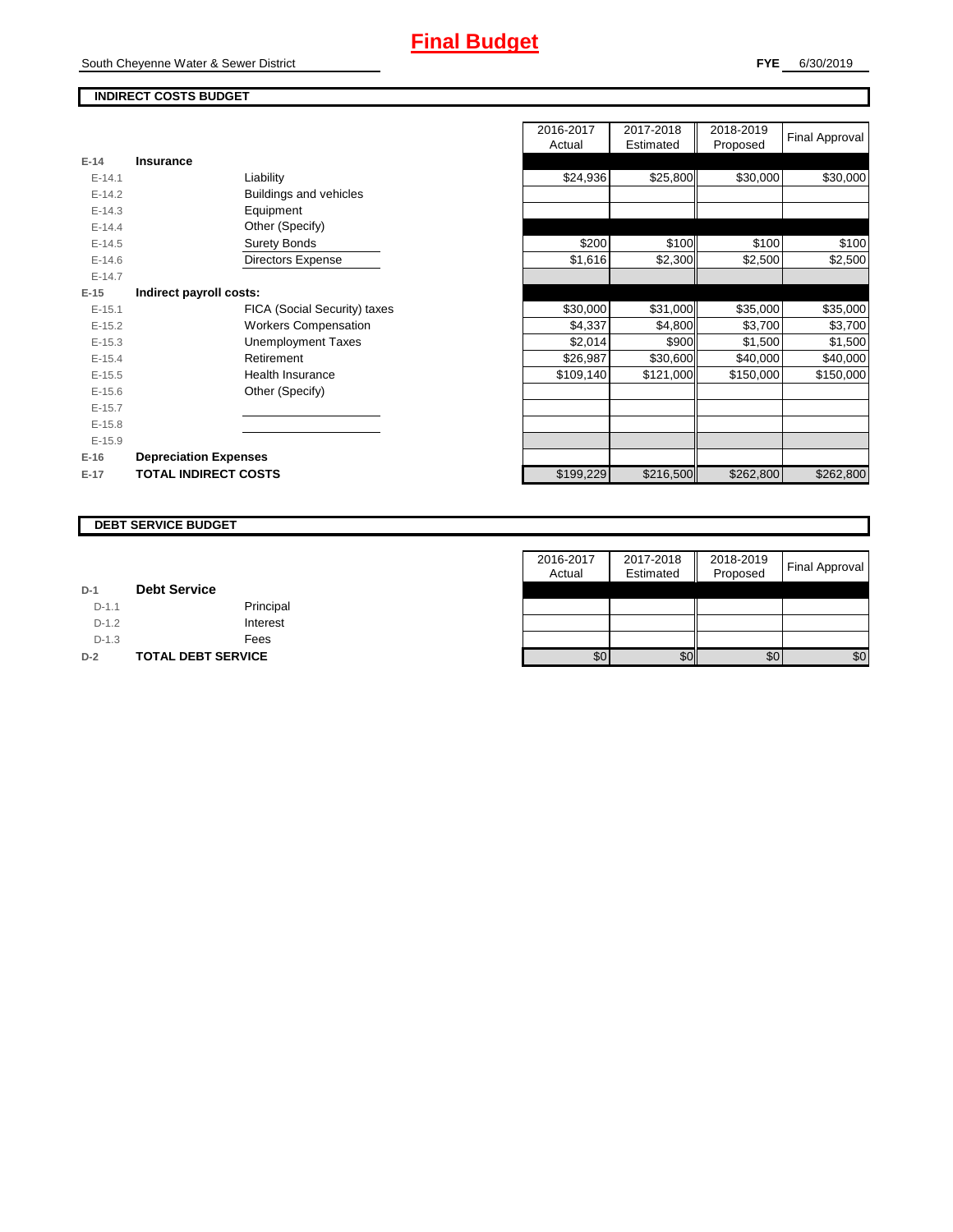# Final Budget

South Cheyenne Water & Sewer District

**FYE** 6/30/2019

## INDIRECT COSTS BUDGET

| | | | 2016-2017 Actual | 2017-2018 Estimated | 2018-2019 Proposed | Final Approval |
|---|---|---|---|---|---|---|
| **E-14** | **Insurance** | | | | | |
| E-14.1 | | Liability | $24,936 | $25,800 | $30,000 | $30,000 |
| E-14.2 | | Buildings and vehicles | | | | |
| E-14.3 | | Equipment | | | | |
| E-14.4 | | Other (Specify) | | | | |
| E-14.5 | | Surety Bonds | $200 | $100 | $100 | $100 |
| E-14.6 | | Directors Expense | $1,616 | $2,300 | $2,500 | $2,500 |
| E-14.7 | | | | | | |
| **E-15** | **Indirect payroll costs:** | | | | | |
| E-15.1 | | FICA (Social Security) taxes | $30,000 | $31,000 | $35,000 | $35,000 |
| E-15.2 | | Workers Compensation | $4,337 | $4,800 | $3,700 | $3,700 |
| E-15.3 | | Unemployment Taxes | $2,014 | $900 | $1,500 | $1,500 |
| E-15.4 | | Retirement | $26,987 | $30,600 | $40,000 | $40,000 |
| E-15.5 | | Health Insurance | $109,140 | $121,000 | $150,000 | $150,000 |
| E-15.6 | | Other (Specify) | | | | |
| E-15.7 | | | | | | |
| E-15.8 | | | | | | |
| E-15.9 | | | | | | |
| **E-16** | **Depreciation Expenses** | | | | | |
| **E-17** | **TOTAL INDIRECT COSTS** | | $199,229 | $216,500 | $262,800 | $262,800 |

## DEBT SERVICE BUDGET

| | | | 2016-2017 Actual | 2017-2018 Estimated | 2018-2019 Proposed | Final Approval |
|---|---|---|---|---|---|---|
| **D-1** | **Debt Service** | | | | | |
| D-1.1 | | Principal | | | | |
| D-1.2 | | Interest | | | | |
| D-1.3 | | Fees | | | | |
| **D-2** | **TOTAL DEBT SERVICE** | | $0 | $0 | $0 | $0 |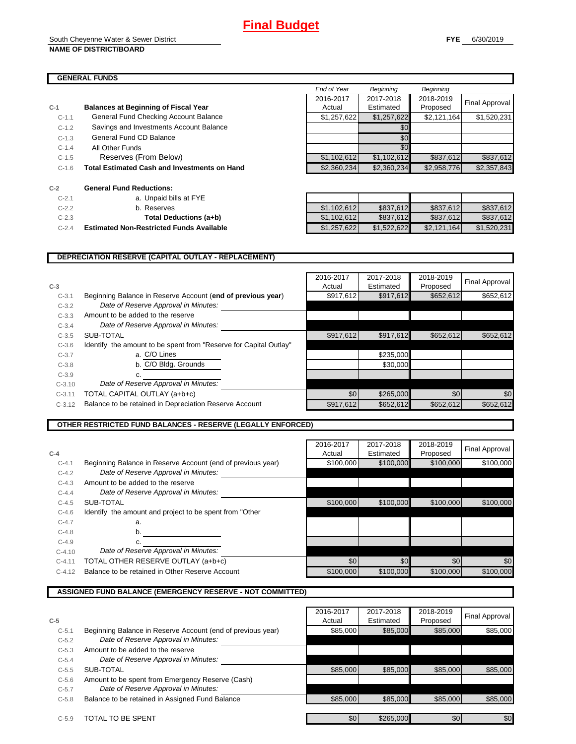# Final Budget

South Cheyenne Water & Sewer District
**NAME OF DISTRICT/BOARD**

**FYE** 6/30/2019

## GENERAL FUNDS

| | | End of Year 2016-2017 Actual | Beginning 2017-2018 Estimated | Beginning 2018-2019 Proposed | Final Approval |
|---|---|---|---|---|---|
| **C-1** | **Balances at Beginning of Fiscal Year** | | | | |
| C-1.1 | General Fund Checking Account Balance | $1,257,622 | $1,257,622 | $2,121,164 | $1,520,231 |
| C-1.2 | Savings and Investments Account Balance | | $0 | | |
| C-1.3 | General Fund CD Balance | | $0 | | |
| C-1.4 | All Other Funds | | $0 | | |
| C-1.5 | Reserves (From Below) | $1,102,612 | $1,102,612 | $837,612 | $837,612 |
| C-1.6 | **Total Estimated Cash and Investments on Hand** | $2,360,234 | $2,360,234 | $2,958,776 | $2,357,843 |
| **C-2** | **General Fund Reductions:** | | | | |
| C-2.1 | a. Unpaid bills at FYE | | | | |
| C-2.2 | b. Reserves | $1,102,612 | $837,612 | $837,612 | $837,612 |
| C-2.3 | **Total Deductions (a+b)** | $1,102,612 | $837,612 | $837,612 | $837,612 |
| C-2.4 | **Estimated Non-Restricted Funds Available** | $1,257,622 | $1,522,622 | $2,121,164 | $1,520,231 |

## DEPRECIATION RESERVE (CAPITAL OUTLAY - REPLACEMENT)

| **C-3** | | 2016-2017 Actual | 2017-2018 Estimated | 2018-2019 Proposed | Final Approval |
|---|---|---|---|---|---|
| C-3.1 | Beginning Balance in Reserve Account (**end of previous year**) | $917,612 | $917,612 | $652,612 | $652,612 |
| C-3.2 | *Date of Reserve Approval in Minutes:* | | | | |
| C-3.3 | Amount to be added to the reserve | | | | |
| C-3.4 | *Date of Reserve Approval in Minutes:* | | | | |
| C-3.5 | SUB-TOTAL | $917,612 | $917,612 | $652,612 | $652,612 |
| C-3.6 | Identify the amount to be spent from "Reserve for Capital Outlay" | | | | |
| C-3.7 | a. C/O Lines | | $235,000 | | |
| C-3.8 | b. C/O Bldg. Grounds | | $30,000 | | |
| C-3.9 | c. | | | | |
| C-3.10 | *Date of Reserve Approval in Minutes:* | | | | |
| C-3.11 | TOTAL CAPITAL OUTLAY (a+b+c) | $0 | $265,000 | $0 | $0 |
| C-3.12 | Balance to be retained in Depreciation Reserve Account | $917,612 | $652,612 | $652,612 | $652,612 |

## OTHER RESTRICTED FUND BALANCES - RESERVE (LEGALLY ENFORCED)

| **C-4** | | 2016-2017 Actual | 2017-2018 Estimated | 2018-2019 Proposed | Final Approval |
|---|---|---|---|---|---|
| C-4.1 | Beginning Balance in Reserve Account (end of previous year) | $100,000 | $100,000 | $100,000 | $100,000 |
| C-4.2 | *Date of Reserve Approval in Minutes:* | | | | |
| C-4.3 | Amount to be added to the reserve | | | | |
| C-4.4 | *Date of Reserve Approval in Minutes:* | | | | |
| C-4.5 | SUB-TOTAL | $100,000 | $100,000 | $100,000 | $100,000 |
| C-4.6 | Identify the amount and project to be spent from "Other | | | | |
| C-4.7 | a. | | | | |
| C-4.8 | b. | | | | |
| C-4.9 | c. | | | | |
| C-4.10 | *Date of Reserve Approval in Minutes:* | | | | |
| C-4.11 | TOTAL OTHER RESERVE OUTLAY (a+b+c) | $0 | $0 | $0 | $0 |
| C-4.12 | Balance to be retained in Other Reserve Account | $100,000 | $100,000 | $100,000 | $100,000 |

## ASSIGNED FUND BALANCE (EMERGENCY RESERVE - NOT COMMITTED)

| **C-5** | | 2016-2017 Actual | 2017-2018 Estimated | 2018-2019 Proposed | Final Approval |
|---|---|---|---|---|---|
| C-5.1 | Beginning Balance in Reserve Account (end of previous year) | $85,000 | $85,000 | $85,000 | $85,000 |
| C-5.2 | *Date of Reserve Approval in Minutes:* | | | | |
| C-5.3 | Amount to be added to the reserve | | | | |
| C-5.4 | *Date of Reserve Approval in Minutes:* | | | | |
| C-5.5 | SUB-TOTAL | $85,000 | $85,000 | $85,000 | $85,000 |
| C-5.6 | Amount to be spent from Emergency Reserve (Cash) | | | | |
| C-5.7 | *Date of Reserve Approval in Minutes:* | | | | |
| C-5.8 | Balance to be retained in Assigned Fund Balance | $85,000 | $85,000 | $85,000 | $85,000 |
| C-5.9 | TOTAL TO BE SPENT | $0 | $265,000 | $0 | $0 |